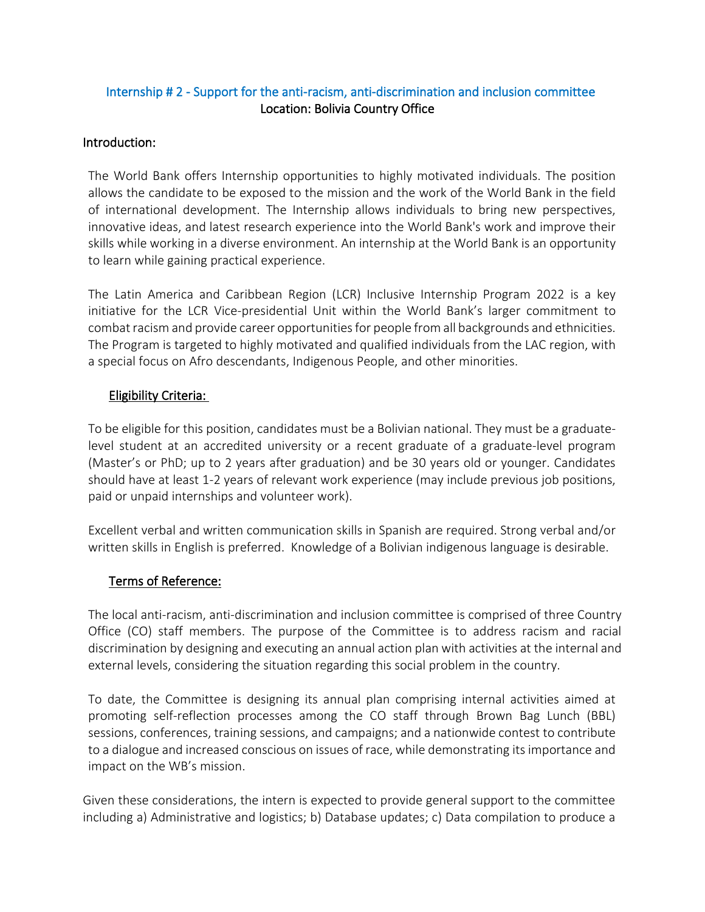## Internship # 2 - Support for the anti-racism, anti-discrimination and inclusion committee

**Location: Bolivia Country Office**

### Introduction:

The World Bank offers Internship opportunities to highly motivated individuals. The position allows the candidate to be exposed to the mission and the work of the World Bank in the field of international development. The Internship allows individuals to bring new perspectives, innovative ideas, and latest research experience into the World Bank's work and improve their skills while working in a diverse environment. An internship at the World Bank is an opportunity to learn while gaining practical experience.

The Latin America and Caribbean Region (LCR) Inclusive Internship Program 2022 is a key initiative for the LCR Vice-presidential Unit within the World Bank's larger commitment to combat racism and provide career opportunities for people from all backgrounds and ethnicities. The Program is targeted to highly motivated and qualified individuals from the LAC region, with a special focus on Afro descendants, Indigenous People, and other minorities.

### Eligibility Criteria:

To be eligible for this position, candidates must be a Bolivian national. They must be a graduate-level student at an accredited university or a recent graduate of a graduate-level program (Master's or PhD; up to 2 years after graduation) and be 30 years old or younger. Candidates should have at least 1-2 years of relevant work experience (may include previous job positions, paid or unpaid internships and volunteer work).

Excellent verbal and written communication skills in Spanish are required. Strong verbal and/or written skills in English is preferred. Knowledge of a Bolivian indigenous language is desirable.

### Terms of Reference:

The local anti-racism, anti-discrimination and inclusion committee is comprised of three Country Office (CO) staff members. The purpose of the Committee is to address racism and racial discrimination by designing and executing an annual action plan with activities at the internal and external levels, considering the situation regarding this social problem in the country.

To date, the Committee is designing its annual plan comprising internal activities aimed at promoting self-reflection processes among the CO staff through Brown Bag Lunch (BBL) sessions, conferences, training sessions, and campaigns; and a nationwide contest to contribute to a dialogue and increased conscious on issues of race, while demonstrating its importance and impact on the WB's mission.

Given these considerations, the intern is expected to provide general support to the committee including a) Administrative and logistics; b) Database updates; c) Data compilation to produce a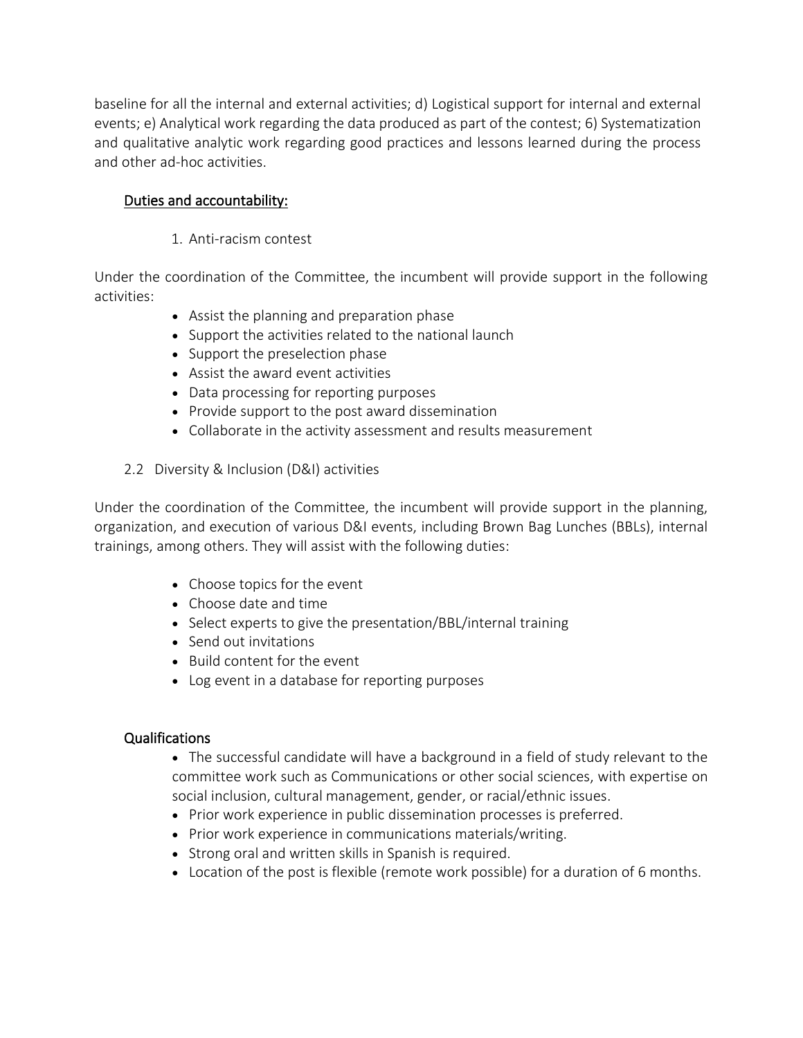baseline for all the internal and external activities; d) Logistical support for internal and external events; e) Analytical work regarding the data produced as part of the contest; 6) Systematization and qualitative analytic work regarding good practices and lessons learned during the process and other ad-hoc activities.

## Duties and accountability:

1. Anti-racism contest

Under the coordination of the Committee, the incumbent will provide support in the following activities:

- Assist the planning and preparation phase
- Support the activities related to the national launch
- Support the preselection phase
- Assist the award event activities
- Data processing for reporting purposes
- Provide support to the post award dissemination
- Collaborate in the activity assessment and results measurement

2.2 Diversity & Inclusion (D&I) activities

Under the coordination of the Committee, the incumbent will provide support in the planning, organization, and execution of various D&I events, including Brown Bag Lunches (BBLs), internal trainings, among others. They will assist with the following duties:

- Choose topics for the event
- Choose date and time
- Select experts to give the presentation/BBL/internal training
- Send out invitations
- Build content for the event
- Log event in a database for reporting purposes

## Qualifications

- The successful candidate will have a background in a field of study relevant to the committee work such as Communications or other social sciences, with expertise on social inclusion, cultural management, gender, or racial/ethnic issues.
- Prior work experience in public dissemination processes is preferred.
- Prior work experience in communications materials/writing.
- Strong oral and written skills in Spanish is required.
- Location of the post is flexible (remote work possible) for a duration of 6 months.